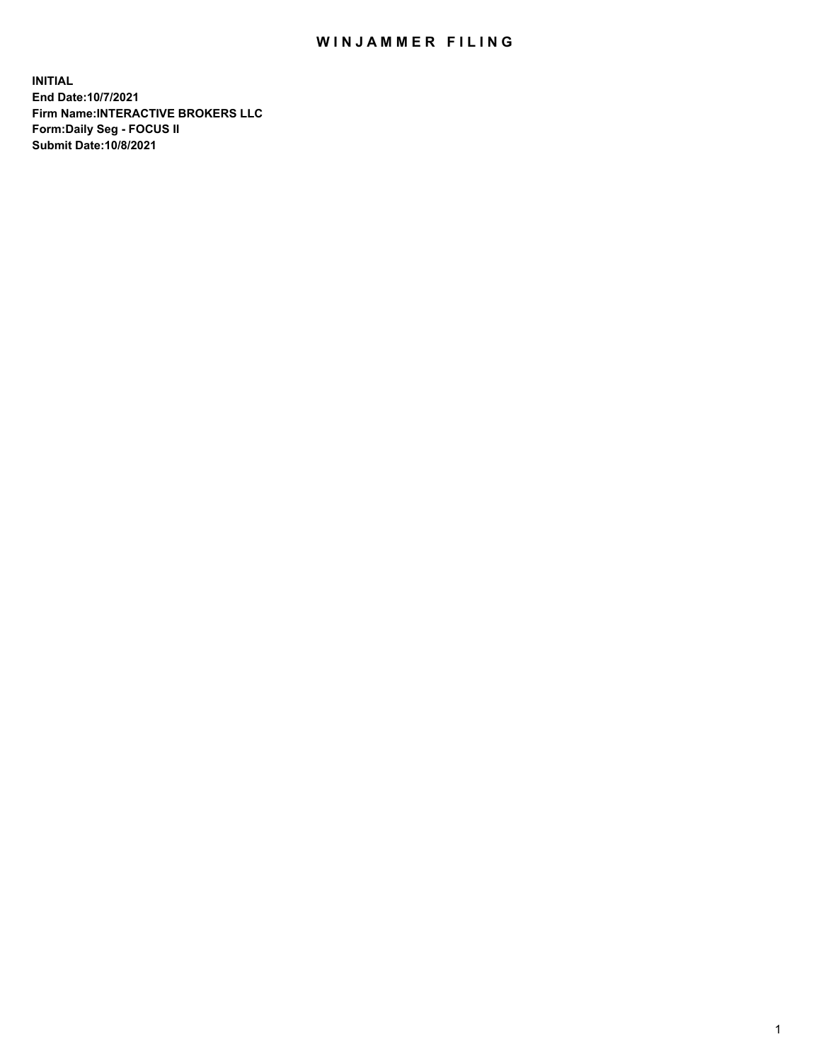# WINJAMMER FILING

**INITIAL**
**End Date:10/7/2021**
**Firm Name:INTERACTIVE BROKERS LLC**
**Form:Daily Seg - FOCUS II**
**Submit Date:10/8/2021**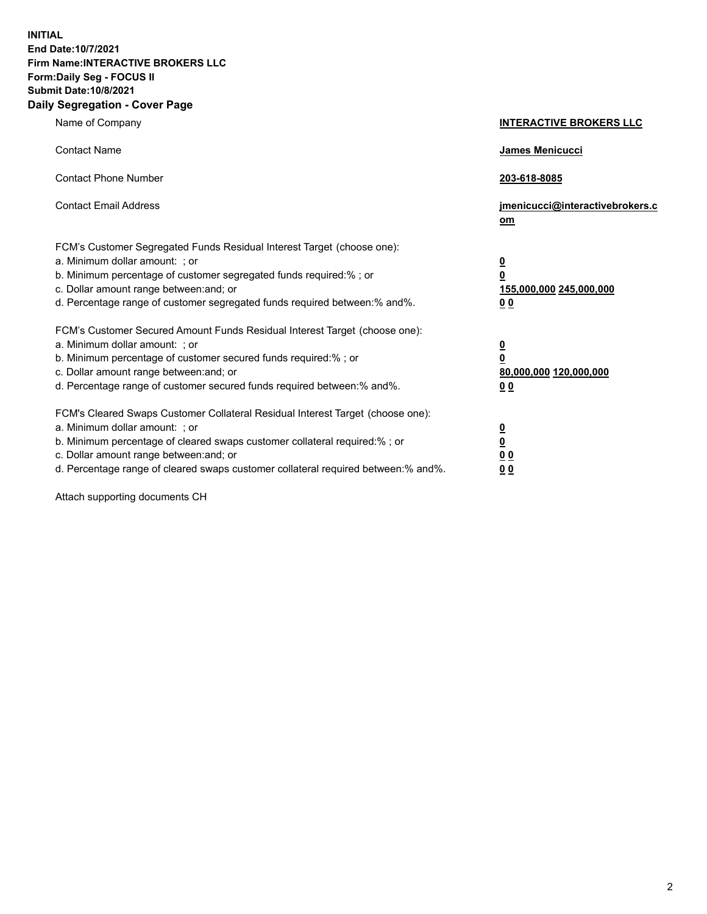**INITIAL**
**End Date:10/7/2021**
**Firm Name:INTERACTIVE BROKERS LLC**
**Form:Daily Seg - FOCUS II**
**Submit Date:10/8/2021**
**Daily Segregation - Cover Page**

| | |
|---|---|
| Name of Company | **INTERACTIVE BROKERS LLC** |
| Contact Name | **James Menicucci** |
| Contact Phone Number | **203-618-8085** |
| Contact Email Address | **jmenicucci@interactivebrokers.com** |
| FCM's Customer Segregated Funds Residual Interest Target (choose one): | |
| a. Minimum dollar amount: ; or | **0** |
| b. Minimum percentage of customer segregated funds required:% ; or | **0** |
| c. Dollar amount range between:and; or | **155,000,000 245,000,000** |
| d. Percentage range of customer segregated funds required between:% and%. | **0 0** |
| FCM's Customer Secured Amount Funds Residual Interest Target (choose one): | |
| a. Minimum dollar amount: ; or | **0** |
| b. Minimum percentage of customer secured funds required:% ; or | **0** |
| c. Dollar amount range between:and; or | **80,000,000 120,000,000** |
| d. Percentage range of customer secured funds required between:% and%. | **0 0** |
| FCM's Cleared Swaps Customer Collateral Residual Interest Target (choose one): | |
| a. Minimum dollar amount: ; or | **0** |
| b. Minimum percentage of cleared swaps customer collateral required:% ; or | **0** |
| c. Dollar amount range between:and; or | **0 0** |
| d. Percentage range of cleared swaps customer collateral required between:% and%. | **0 0** |

Attach supporting documents CH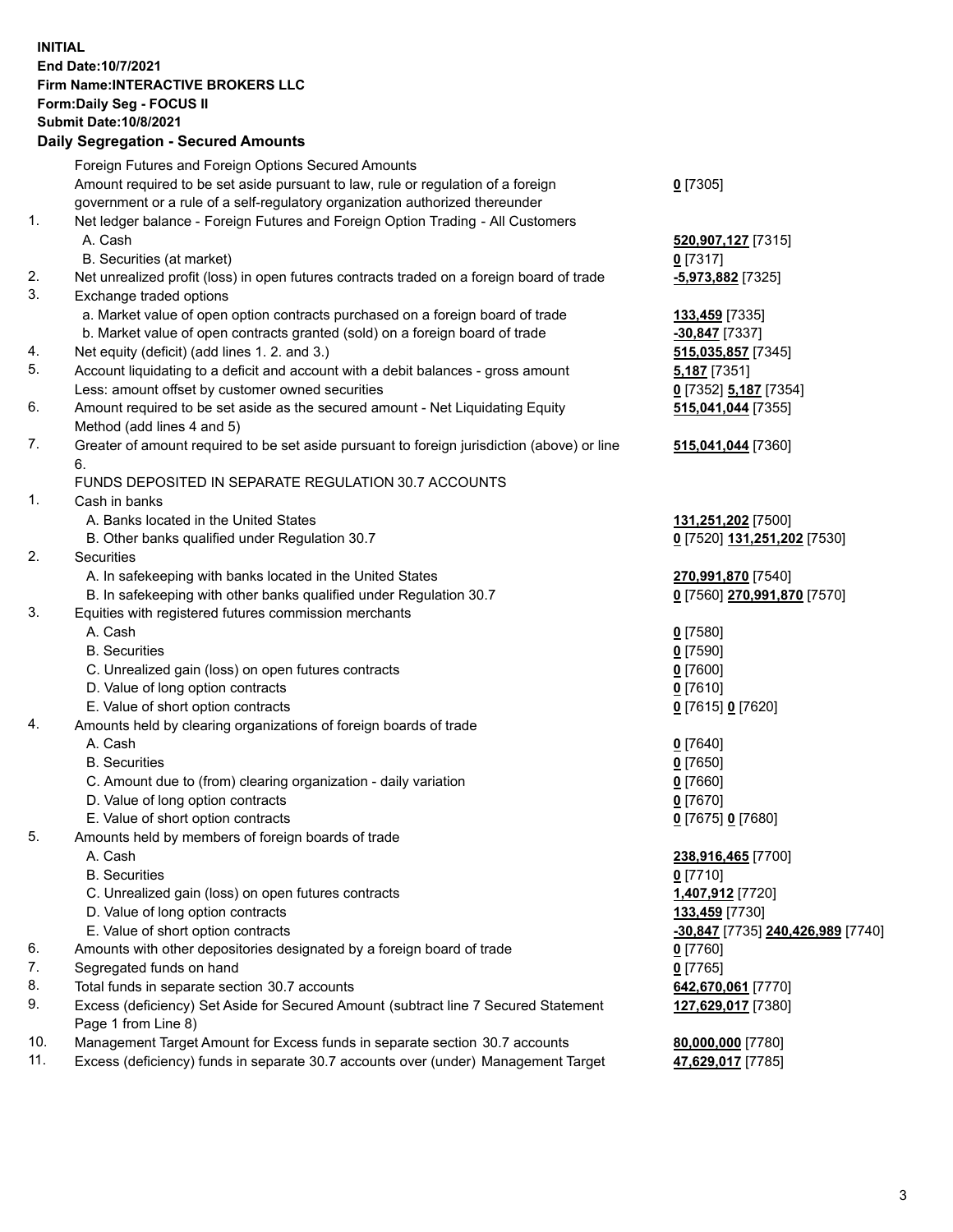**INITIAL**
**End Date:10/7/2021**
**Firm Name:INTERACTIVE BROKERS LLC**
**Form:Daily Seg - FOCUS II**
**Submit Date:10/8/2021**

**Daily Segregation - Secured Amounts**

| | | |
|---|---|---|
| | Foreign Futures and Foreign Options Secured Amounts | |
| | Amount required to be set aside pursuant to law, rule or regulation of a foreign government or a rule of a self-regulatory organization authorized thereunder | **0** [7305] |
| 1. | Net ledger balance - Foreign Futures and Foreign Option Trading - All Customers | |
| | A. Cash | **520,907,127** [7315] |
| | B. Securities (at market) | **0** [7317] |
| 2. | Net unrealized profit (loss) in open futures contracts traded on a foreign board of trade | **-5,973,882** [7325] |
| 3. | Exchange traded options | |
| | a. Market value of open option contracts purchased on a foreign board of trade | **133,459** [7335] |
| | b. Market value of open contracts granted (sold) on a foreign board of trade | **-30,847** [7337] |
| 4. | Net equity (deficit) (add lines 1. 2. and 3.) | **515,035,857** [7345] |
| 5. | Account liquidating to a deficit and account with a debit balances - gross amount | **5,187** [7351] |
| | Less: amount offset by customer owned securities | **0** [7352] **5,187** [7354] |
| 6. | Amount required to be set aside as the secured amount - Net Liquidating Equity Method (add lines 4 and 5) | **515,041,044** [7355] |
| 7. | Greater of amount required to be set aside pursuant to foreign jurisdiction (above) or line 6. | **515,041,044** [7360] |
| | FUNDS DEPOSITED IN SEPARATE REGULATION 30.7 ACCOUNTS | |
| 1. | Cash in banks | |
| | A. Banks located in the United States | **131,251,202** [7500] |
| | B. Other banks qualified under Regulation 30.7 | **0** [7520] **131,251,202** [7530] |
| 2. | Securities | |
| | A. In safekeeping with banks located in the United States | **270,991,870** [7540] |
| | B. In safekeeping with other banks qualified under Regulation 30.7 | **0** [7560] **270,991,870** [7570] |
| 3. | Equities with registered futures commission merchants | |
| | A. Cash | **0** [7580] |
| | B. Securities | **0** [7590] |
| | C. Unrealized gain (loss) on open futures contracts | **0** [7600] |
| | D. Value of long option contracts | **0** [7610] |
| | E. Value of short option contracts | **0** [7615] **0** [7620] |
| 4. | Amounts held by clearing organizations of foreign boards of trade | |
| | A. Cash | **0** [7640] |
| | B. Securities | **0** [7650] |
| | C. Amount due to (from) clearing organization - daily variation | **0** [7660] |
| | D. Value of long option contracts | **0** [7670] |
| | E. Value of short option contracts | **0** [7675] **0** [7680] |
| 5. | Amounts held by members of foreign boards of trade | |
| | A. Cash | **238,916,465** [7700] |
| | B. Securities | **0** [7710] |
| | C. Unrealized gain (loss) on open futures contracts | **1,407,912** [7720] |
| | D. Value of long option contracts | **133,459** [7730] |
| | E. Value of short option contracts | **-30,847** [7735] **240,426,989** [7740] |
| 6. | Amounts with other depositories designated by a foreign board of trade | **0** [7760] |
| 7. | Segregated funds on hand | **0** [7765] |
| 8. | Total funds in separate section 30.7 accounts | **642,670,061** [7770] |
| 9. | Excess (deficiency) Set Aside for Secured Amount (subtract line 7 Secured Statement Page 1 from Line 8) | **127,629,017** [7380] |
| 10. | Management Target Amount for Excess funds in separate section 30.7 accounts | **80,000,000** [7780] |
| 11. | Excess (deficiency) funds in separate 30.7 accounts over (under) Management Target | **47,629,017** [7785] |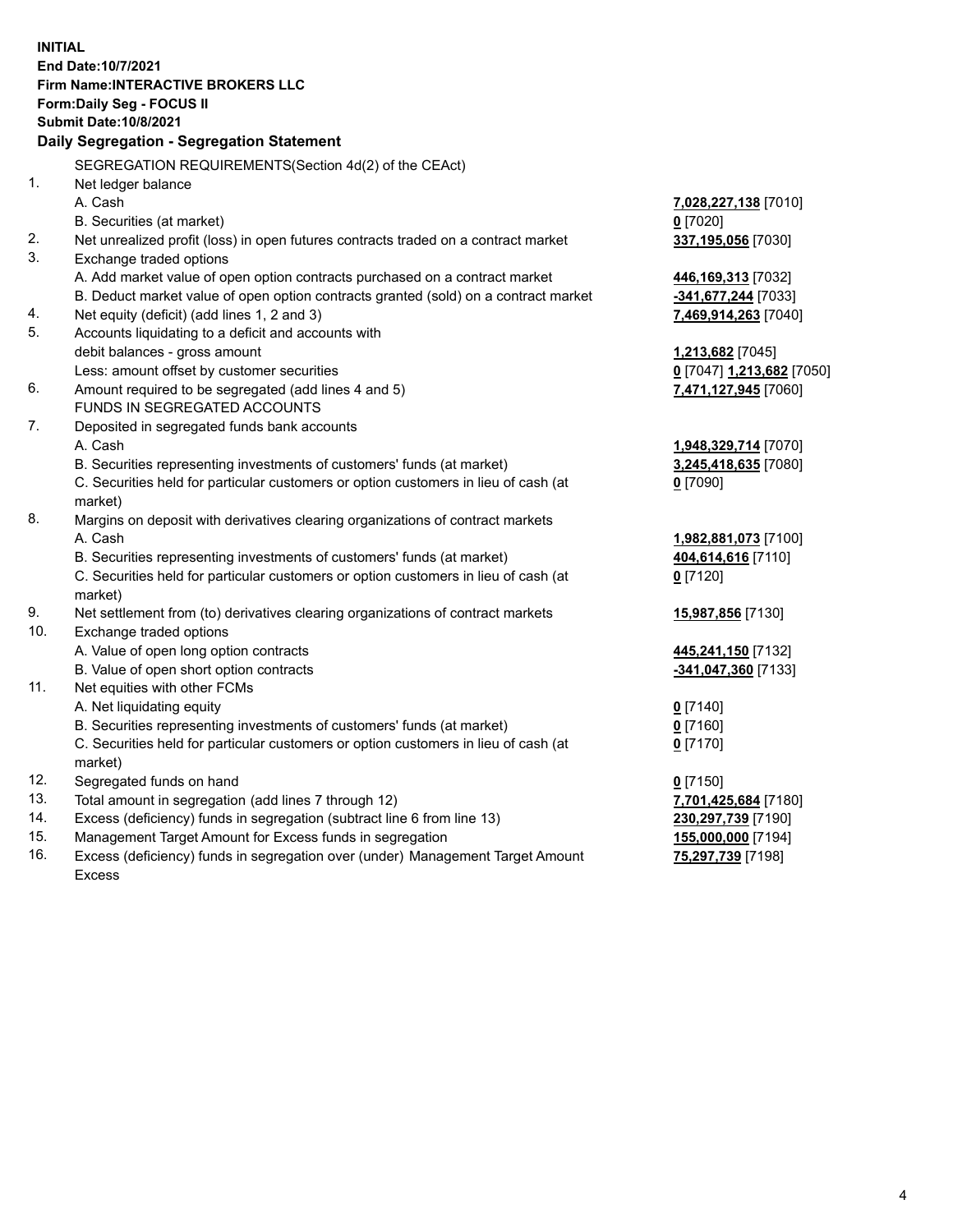**INITIAL**
**End Date:10/7/2021**
**Firm Name:INTERACTIVE BROKERS LLC**
**Form:Daily Seg - FOCUS II**
**Submit Date:10/8/2021**

**Daily Segregation - Segregation Statement**

| | | |
|---|---|---|
| | SEGREGATION REQUIREMENTS(Section 4d(2) of the CEAct) | |
| 1. | Net ledger balance | |
| | A. Cash | **7,028,227,138** [7010] |
| | B. Securities (at market) | **0** [7020] |
| 2. | Net unrealized profit (loss) in open futures contracts traded on a contract market | **337,195,056** [7030] |
| 3. | Exchange traded options | |
| | A. Add market value of open option contracts purchased on a contract market | **446,169,313** [7032] |
| | B. Deduct market value of open option contracts granted (sold) on a contract market | **-341,677,244** [7033] |
| 4. | Net equity (deficit) (add lines 1, 2 and 3) | **7,469,914,263** [7040] |
| 5. | Accounts liquidating to a deficit and accounts with | |
| | debit balances - gross amount | **1,213,682** [7045] |
| | Less: amount offset by customer securities | **0** [7047] **1,213,682** [7050] |
| 6. | Amount required to be segregated (add lines 4 and 5) | **7,471,127,945** [7060] |
| | FUNDS IN SEGREGATED ACCOUNTS | |
| 7. | Deposited in segregated funds bank accounts | |
| | A. Cash | **1,948,329,714** [7070] |
| | B. Securities representing investments of customers' funds (at market) | **3,245,418,635** [7080] |
| | C. Securities held for particular customers or option customers in lieu of cash (at market) | **0** [7090] |
| 8. | Margins on deposit with derivatives clearing organizations of contract markets | |
| | A. Cash | **1,982,881,073** [7100] |
| | B. Securities representing investments of customers' funds (at market) | **404,614,616** [7110] |
| | C. Securities held for particular customers or option customers in lieu of cash (at market) | **0** [7120] |
| 9. | Net settlement from (to) derivatives clearing organizations of contract markets | **15,987,856** [7130] |
| 10. | Exchange traded options | |
| | A. Value of open long option contracts | **445,241,150** [7132] |
| | B. Value of open short option contracts | **-341,047,360** [7133] |
| 11. | Net equities with other FCMs | |
| | A. Net liquidating equity | **0** [7140] |
| | B. Securities representing investments of customers' funds (at market) | **0** [7160] |
| | C. Securities held for particular customers or option customers in lieu of cash (at market) | **0** [7170] |
| 12. | Segregated funds on hand | **0** [7150] |
| 13. | Total amount in segregation (add lines 7 through 12) | **7,701,425,684** [7180] |
| 14. | Excess (deficiency) funds in segregation (subtract line 6 from line 13) | **230,297,739** [7190] |
| 15. | Management Target Amount for Excess funds in segregation | **155,000,000** [7194] |
| 16. | Excess (deficiency) funds in segregation over (under) Management Target Amount Excess | **75,297,739** [7198] |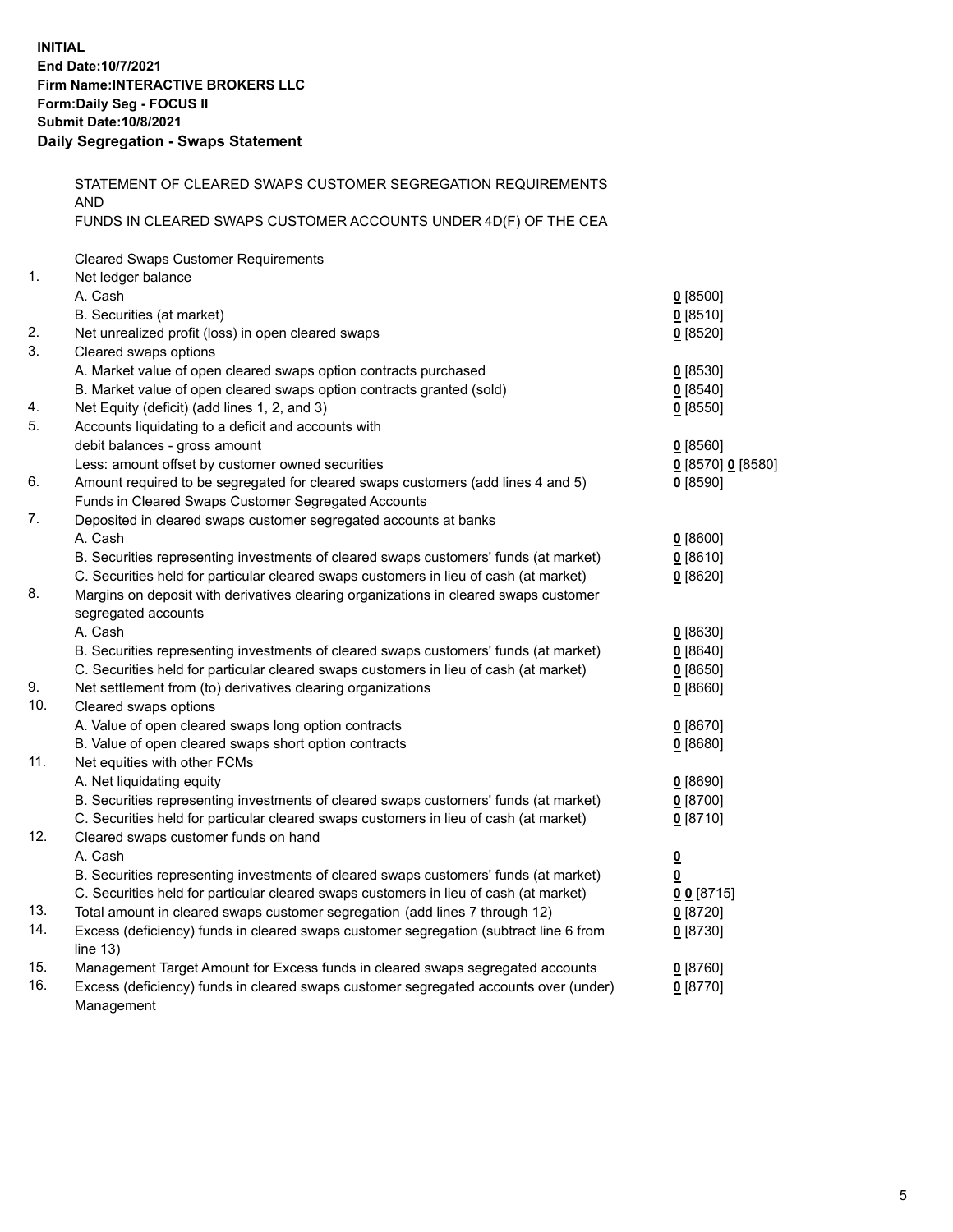**INITIAL**
**End Date:10/7/2021**
**Firm Name:INTERACTIVE BROKERS LLC**
**Form:Daily Seg - FOCUS II**
**Submit Date:10/8/2021**
**Daily Segregation - Swaps Statement**

STATEMENT OF CLEARED SWAPS CUSTOMER SEGREGATION REQUIREMENTS AND FUNDS IN CLEARED SWAPS CUSTOMER ACCOUNTS UNDER 4D(F) OF THE CEA

| | | |
|---|---|---|
| | Cleared Swaps Customer Requirements | |
| 1. | Net ledger balance | |
| | A. Cash | 0 [8500] |
| | B. Securities (at market) | 0 [8510] |
| 2. | Net unrealized profit (loss) in open cleared swaps | 0 [8520] |
| 3. | Cleared swaps options | |
| | A. Market value of open cleared swaps option contracts purchased | 0 [8530] |
| | B. Market value of open cleared swaps option contracts granted (sold) | 0 [8540] |
| 4. | Net Equity (deficit) (add lines 1, 2, and 3) | 0 [8550] |
| 5. | Accounts liquidating to a deficit and accounts with debit balances - gross amount | 0 [8560] |
| | Less: amount offset by customer owned securities | 0 [8570] 0 [8580] |
| 6. | Amount required to be segregated for cleared swaps customers (add lines 4 and 5) | 0 [8590] |
| | Funds in Cleared Swaps Customer Segregated Accounts | |
| 7. | Deposited in cleared swaps customer segregated accounts at banks | |
| | A. Cash | 0 [8600] |
| | B. Securities representing investments of cleared swaps customers' funds (at market) | 0 [8610] |
| | C. Securities held for particular cleared swaps customers in lieu of cash (at market) | 0 [8620] |
| 8. | Margins on deposit with derivatives clearing organizations in cleared swaps customer segregated accounts | |
| | A. Cash | 0 [8630] |
| | B. Securities representing investments of cleared swaps customers' funds (at market) | 0 [8640] |
| | C. Securities held for particular cleared swaps customers in lieu of cash (at market) | 0 [8650] |
| 9. | Net settlement from (to) derivatives clearing organizations | 0 [8660] |
| 10. | Cleared swaps options | |
| | A. Value of open cleared swaps long option contracts | 0 [8670] |
| | B. Value of open cleared swaps short option contracts | 0 [8680] |
| 11. | Net equities with other FCMs | |
| | A. Net liquidating equity | 0 [8690] |
| | B. Securities representing investments of cleared swaps customers' funds (at market) | 0 [8700] |
| | C. Securities held for particular cleared swaps customers in lieu of cash (at market) | 0 [8710] |
| 12. | Cleared swaps customer funds on hand | |
| | A. Cash | 0 |
| | B. Securities representing investments of cleared swaps customers' funds (at market) | 0 |
| | C. Securities held for particular cleared swaps customers in lieu of cash (at market) | 0 0 [8715] |
| 13. | Total amount in cleared swaps customer segregation (add lines 7 through 12) | 0 [8720] |
| 14. | Excess (deficiency) funds in cleared swaps customer segregation (subtract line 6 from line 13) | 0 [8730] |
| 15. | Management Target Amount for Excess funds in cleared swaps segregated accounts | 0 [8760] |
| 16. | Excess (deficiency) funds in cleared swaps customer segregated accounts over (under) Management | 0 [8770] |